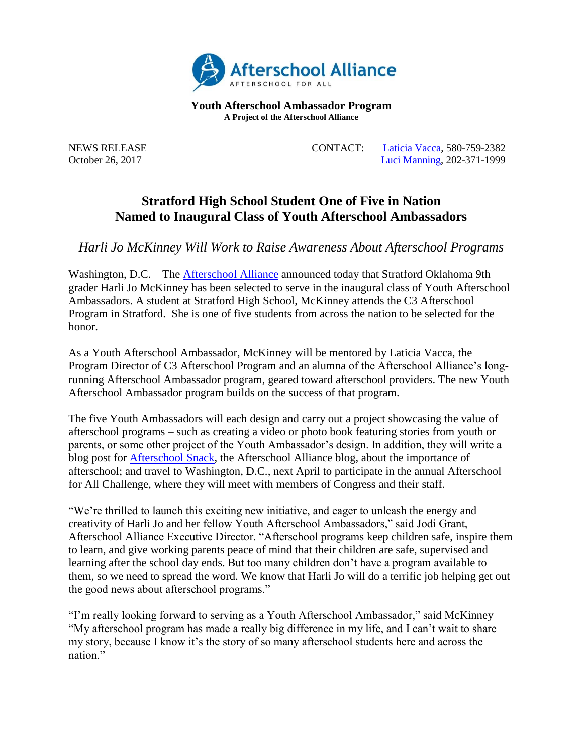**Youth Afterschool Ambassador Program**
**A Project of the Afterschool Alliance**

NEWS RELEASE
October 26, 2017

CONTACT: [Laticia Vacca](), 580-759-2382
[Luci Manning](), 202-371-1999

# Stratford High School Student One of Five in Nation Named to Inaugural Class of Youth Afterschool Ambassadors

*Harli Jo McKinney Will Work to Raise Awareness About Afterschool Programs*

Washington, D.C. – The [Afterschool Alliance]() announced today that Stratford Oklahoma 9th grader Harli Jo McKinney has been selected to serve in the inaugural class of Youth Afterschool Ambassadors. A student at Stratford High School, McKinney attends the C3 Afterschool Program in Stratford. She is one of five students from across the nation to be selected for the honor.

As a Youth Afterschool Ambassador, McKinney will be mentored by Laticia Vacca, the Program Director of C3 Afterschool Program and an alumna of the Afterschool Alliance's long-running Afterschool Ambassador program, geared toward afterschool providers. The new Youth Afterschool Ambassador program builds on the success of that program.

The five Youth Ambassadors will each design and carry out a project showcasing the value of afterschool programs – such as creating a video or photo book featuring stories from youth or parents, or some other project of the Youth Ambassador's design. In addition, they will write a blog post for [Afterschool Snack](), the Afterschool Alliance blog, about the importance of afterschool; and travel to Washington, D.C., next April to participate in the annual Afterschool for All Challenge, where they will meet with members of Congress and their staff.

"We're thrilled to launch this exciting new initiative, and eager to unleash the energy and creativity of Harli Jo and her fellow Youth Afterschool Ambassadors," said Jodi Grant, Afterschool Alliance Executive Director. "Afterschool programs keep children safe, inspire them to learn, and give working parents peace of mind that their children are safe, supervised and learning after the school day ends. But too many children don't have a program available to them, so we need to spread the word. We know that Harli Jo will do a terrific job helping get out the good news about afterschool programs."

"I'm really looking forward to serving as a Youth Afterschool Ambassador," said McKinney "My afterschool program has made a really big difference in my life, and I can't wait to share my story, because I know it's the story of so many afterschool students here and across the nation."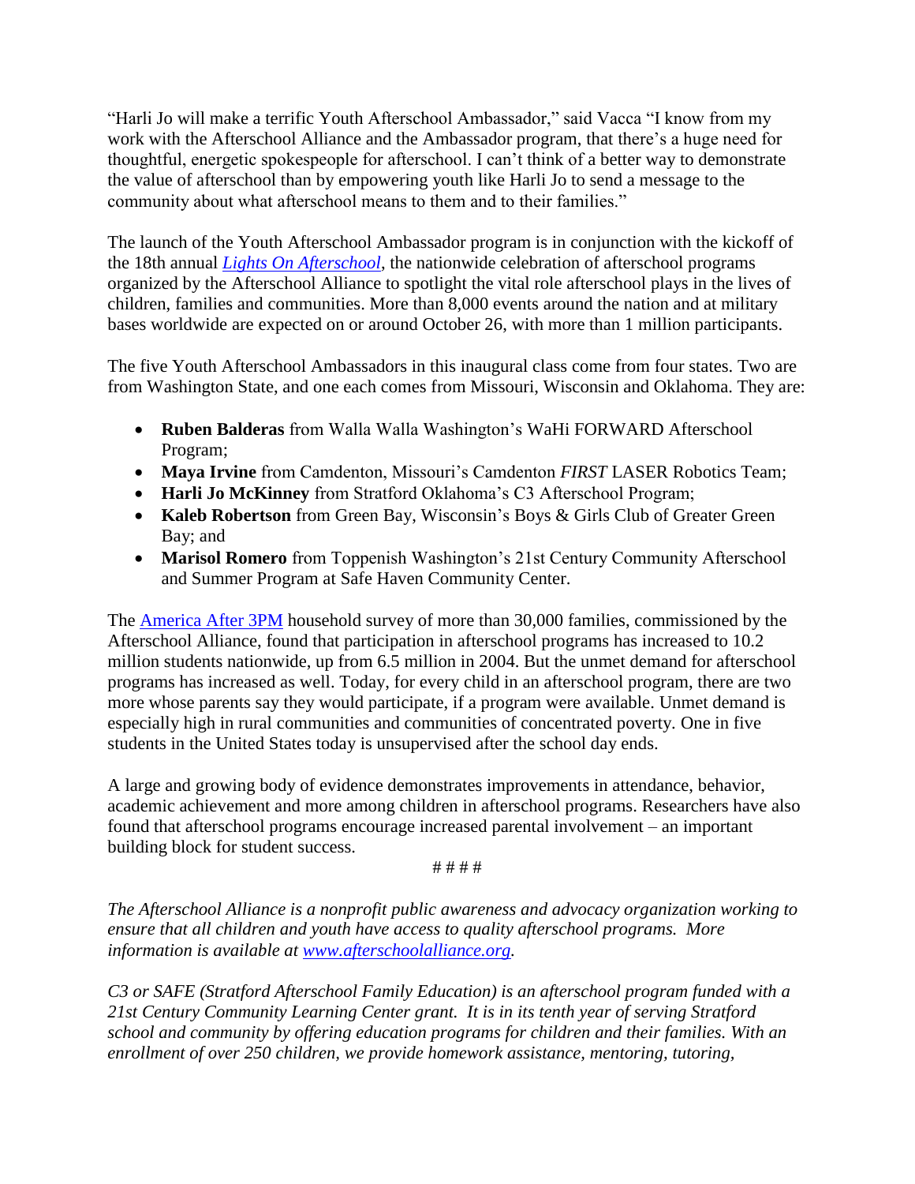"Harli Jo will make a terrific Youth Afterschool Ambassador," said Vacca "I know from my work with the Afterschool Alliance and the Ambassador program, that there's a huge need for thoughtful, energetic spokespeople for afterschool. I can't think of a better way to demonstrate the value of afterschool than by empowering youth like Harli Jo to send a message to the community about what afterschool means to them and to their families."

The launch of the Youth Afterschool Ambassador program is in conjunction with the kickoff of the 18th annual *Lights On Afterschool*, the nationwide celebration of afterschool programs organized by the Afterschool Alliance to spotlight the vital role afterschool plays in the lives of children, families and communities. More than 8,000 events around the nation and at military bases worldwide are expected on or around October 26, with more than 1 million participants.

The five Youth Afterschool Ambassadors in this inaugural class come from four states. Two are from Washington State, and one each comes from Missouri, Wisconsin and Oklahoma. They are:

- **Ruben Balderas** from Walla Walla Washington's WaHi FORWARD Afterschool Program;
- **Maya Irvine** from Camdenton, Missouri's Camdenton *FIRST* LASER Robotics Team;
- **Harli Jo McKinney** from Stratford Oklahoma's C3 Afterschool Program;
- **Kaleb Robertson** from Green Bay, Wisconsin's Boys & Girls Club of Greater Green Bay; and
- **Marisol Romero** from Toppenish Washington's 21st Century Community Afterschool and Summer Program at Safe Haven Community Center.

The America After 3PM household survey of more than 30,000 families, commissioned by the Afterschool Alliance, found that participation in afterschool programs has increased to 10.2 million students nationwide, up from 6.5 million in 2004. But the unmet demand for afterschool programs has increased as well. Today, for every child in an afterschool program, there are two more whose parents say they would participate, if a program were available. Unmet demand is especially high in rural communities and communities of concentrated poverty. One in five students in the United States today is unsupervised after the school day ends.

A large and growing body of evidence demonstrates improvements in attendance, behavior, academic achievement and more among children in afterschool programs. Researchers have also found that afterschool programs encourage increased parental involvement – an important building block for student success.

# # # #

*The Afterschool Alliance is a nonprofit public awareness and advocacy organization working to ensure that all children and youth have access to quality afterschool programs. More information is available at www.afterschoolalliance.org.*

*C3 or SAFE (Stratford Afterschool Family Education) is an afterschool program funded with a 21st Century Community Learning Center grant. It is in its tenth year of serving Stratford school and community by offering education programs for children and their families. With an enrollment of over 250 children, we provide homework assistance, mentoring, tutoring,*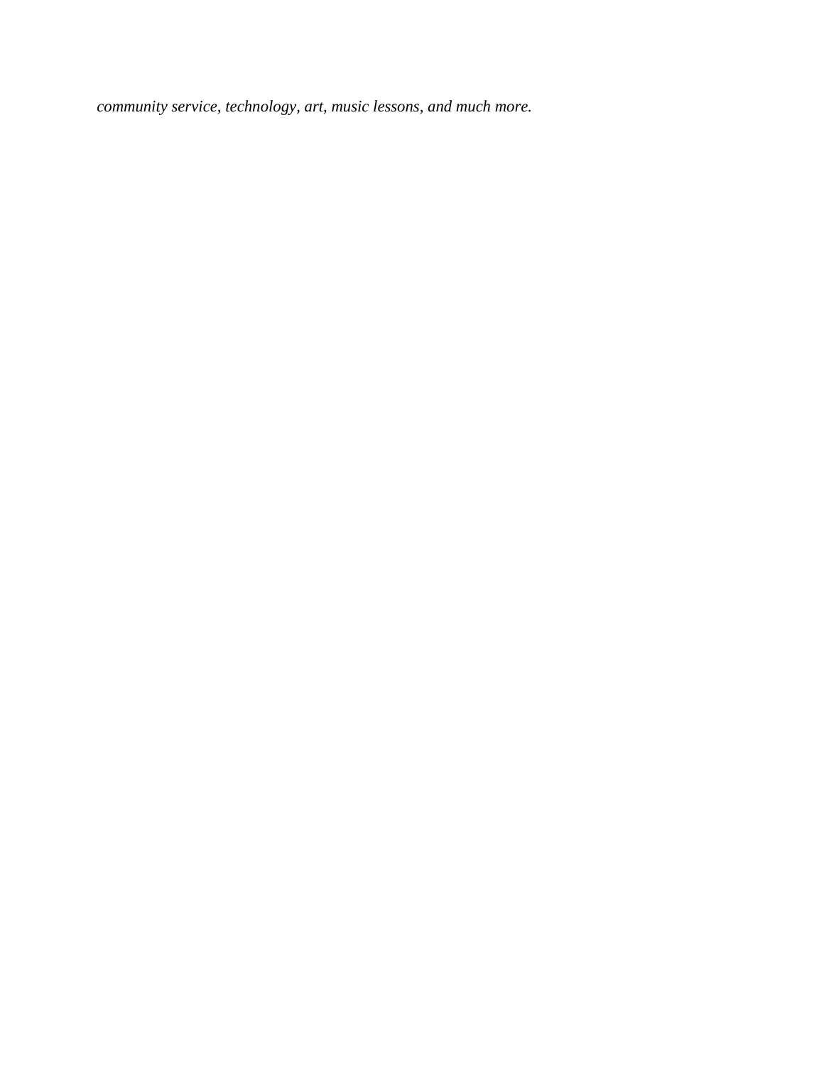*community service, technology, art, music lessons, and much more.*